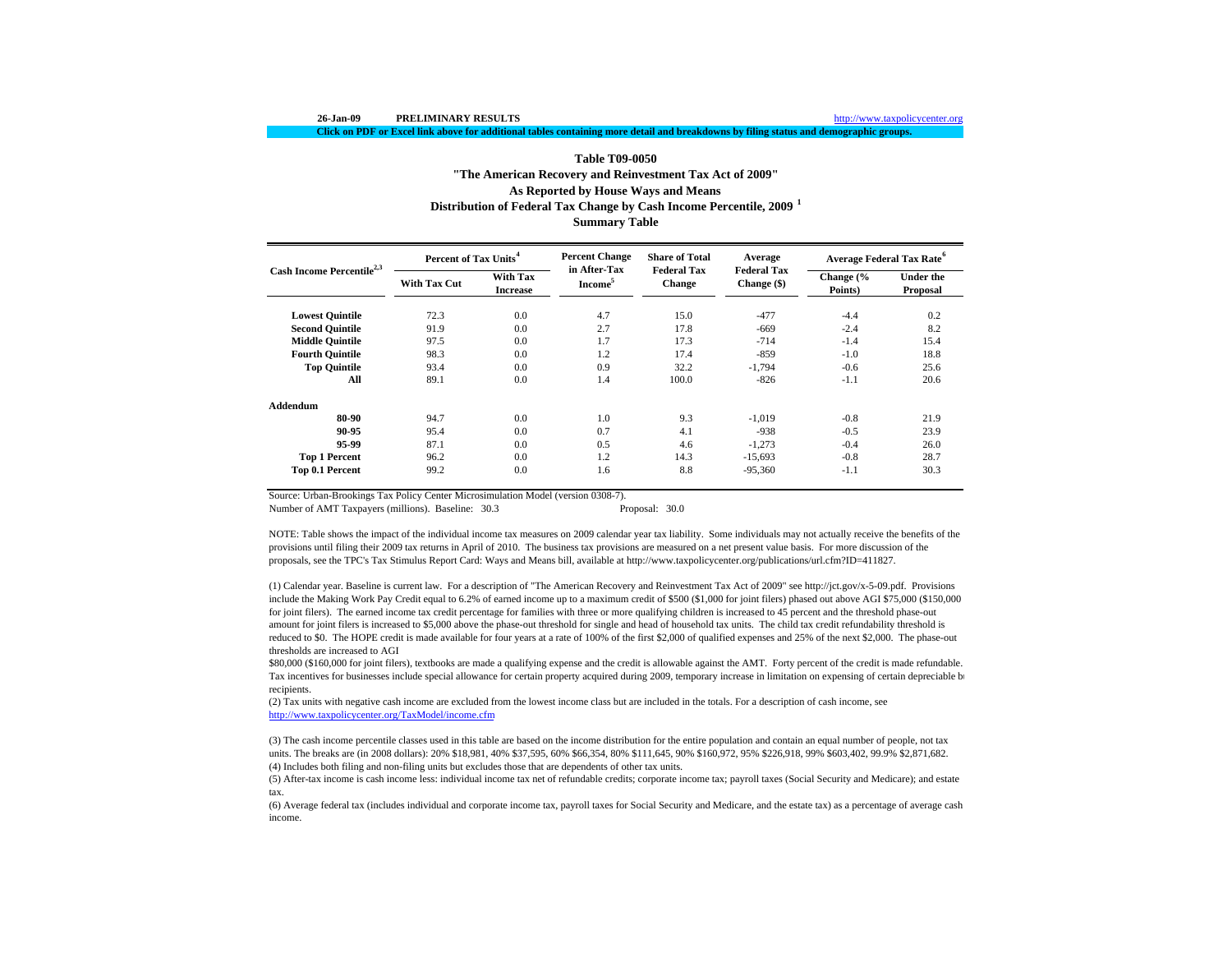26-Jan-09 **PRELIMINARY RESULTS** http://www.taxpolicycenter.org

**Click on PDF or Excel link above for additional tables containing more detail and breakdowns by filing status and demographic groups.**

## Table T09-0050
## "The American Recovery and Reinvestment Tax Act of 2009"
## As Reported by House Ways and Means
## Distribution of Federal Tax Change by Cash Income Percentile, 2009 [1]
## Summary Table

| Cash Income Percentile[2,3] | Percent of Tax Units[4] | | Percent Change in After-Tax Income[5] | Share of Total Federal Tax Change | Average Federal Tax Change ($) | Average Federal Tax Rate[6] | |
|---|---|---|---|---|---|---|---|
| | With Tax Cut | With Tax Increase | | | | Change (% Points) | Under the Proposal |
| **Lowest Quintile** | 72.3 | 0.0 | 4.7 | 15.0 | -477 | -4.4 | 0.2 |
| **Second Quintile** | 91.9 | 0.0 | 2.7 | 17.8 | -669 | -2.4 | 8.2 |
| **Middle Quintile** | 97.5 | 0.0 | 1.7 | 17.3 | -714 | -1.4 | 15.4 |
| **Fourth Quintile** | 98.3 | 0.0 | 1.2 | 17.4 | -859 | -1.0 | 18.8 |
| **Top Quintile** | 93.4 | 0.0 | 0.9 | 32.2 | -1,794 | -0.6 | 25.6 |
| **All** | 89.1 | 0.0 | 1.4 | 100.0 | -826 | -1.1 | 20.6 |
| **Addendum** | | | | | | | |
| **80-90** | 94.7 | 0.0 | 1.0 | 9.3 | -1,019 | -0.8 | 21.9 |
| **90-95** | 95.4 | 0.0 | 0.7 | 4.1 | -938 | -0.5 | 23.9 |
| **95-99** | 87.1 | 0.0 | 0.5 | 4.6 | -1,273 | -0.4 | 26.0 |
| **Top 1 Percent** | 96.2 | 0.0 | 1.2 | 14.3 | -15,693 | -0.8 | 28.7 |
| **Top 0.1 Percent** | 99.2 | 0.0 | 1.6 | 8.8 | -95,360 | -1.1 | 30.3 |

Source: Urban-Brookings Tax Policy Center Microsimulation Model (version 0308-7).

Number of AMT Taxpayers (millions). Baseline: 30.3 Proposal: 30.0

NOTE: Table shows the impact of the individual income tax measures on 2009 calendar year tax liability. Some individuals may not actually receive the benefits of the provisions until filing their 2009 tax returns in April of 2010. The business tax provisions are measured on a net present value basis. For more discussion of the proposals, see the TPC's Tax Stimulus Report Card: Ways and Means bill, available at http://www.taxpolicycenter.org/publications/url.cfm?ID=411827.

(1) Calendar year. Baseline is current law. For a description of "The American Recovery and Reinvestment Tax Act of 2009" see http://jct.gov/x-5-09.pdf. Provisions include the Making Work Pay Credit equal to 6.2% of earned income up to a maximum credit of $500 ($1,000 for joint filers) phased out above AGI $75,000 ($150,000 for joint filers). The earned income tax credit percentage for families with three or more qualifying children is increased to 45 percent and the threshold phase-out amount for joint filers is increased to $5,000 above the phase-out threshold for single and head of household tax units. The child tax credit refundability threshold is reduced to $0. The HOPE credit is made available for four years at a rate of 100% of the first $2,000 of qualified expenses and 25% of the next $2,000. The phase-out thresholds are increased to AGI $80,000 ($160,000 for joint filers), textbooks are made a qualifying expense and the credit is allowable against the AMT. Forty percent of the credit is made refundable. Tax incentives for businesses include special allowance for certain property acquired during 2009, temporary increase in limitation on expensing of certain depreciable bı recipients.

(2) Tax units with negative cash income are excluded from the lowest income class but are included in the totals. For a description of cash income, see http://www.taxpolicycenter.org/TaxModel/income.cfm

(3) The cash income percentile classes used in this table are based on the income distribution for the entire population and contain an equal number of people, not tax units. The breaks are (in 2008 dollars): 20% $18,981, 40% $37,595, 60% $66,354, 80% $111,645, 90% $160,972, 95% $226,918, 99% $603,402, 99.9% $2,871,682.

(4) Includes both filing and non-filing units but excludes those that are dependents of other tax units.

(5) After-tax income is cash income less: individual income tax net of refundable credits; corporate income tax; payroll taxes (Social Security and Medicare); and estate tax.

(6) Average federal tax (includes individual and corporate income tax, payroll taxes for Social Security and Medicare, and the estate tax) as a percentage of average cash income.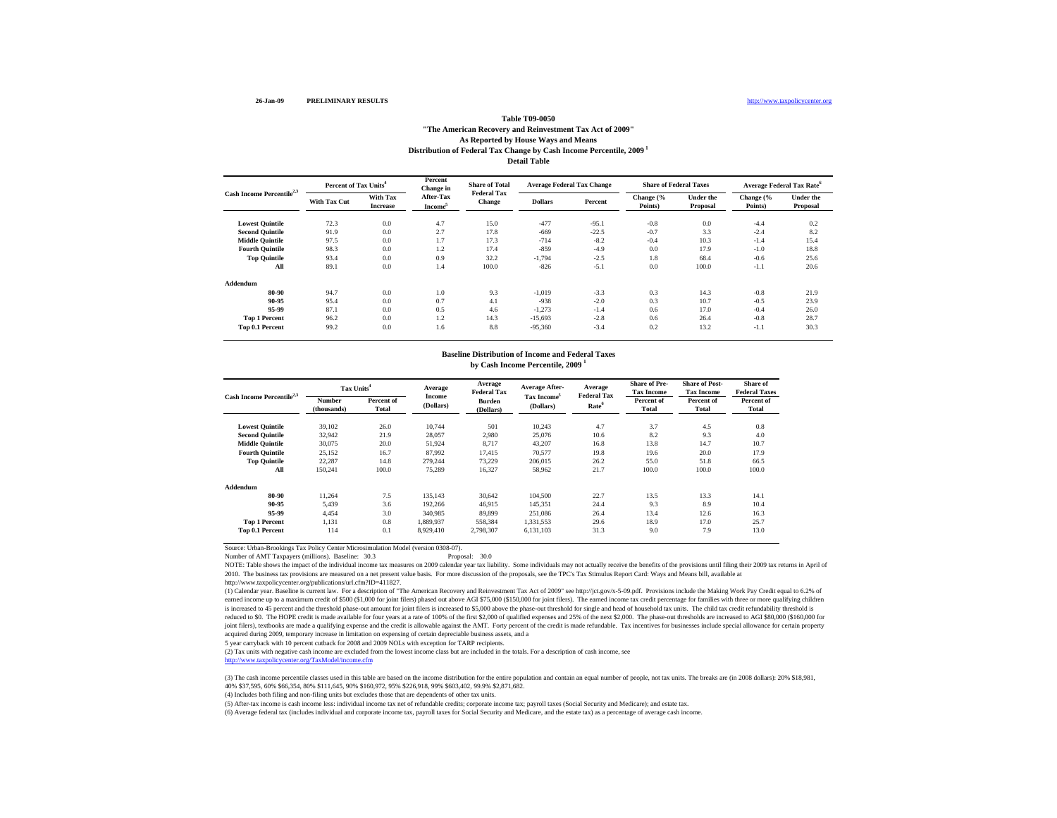26-Jan-09 **PRELIMINARY RESULTS** http://www.taxpolicycenter.org

### Table T09-0050
### "The American Recovery and Reinvestment Tax Act of 2009"
### As Reported by House Ways and Means
### Distribution of Federal Tax Change by Cash Income Percentile, 2009 [1]
### Detail Table

| Cash Income Percentile[2,3] | Percent of Tax Units[4] | | Percent Change in After-Tax Income[5] | Share of Total Federal Tax Change | Average Federal Tax Change | | Share of Federal Taxes | | Average Federal Tax Rate[6] | |
|---|---|---|---|---|---|---|---|---|---|---|
| | With Tax Cut | With Tax Increase | | | Dollars | Percent | Change (% Points) | Under the Proposal | Change (% Points) | Under the Proposal |
| Lowest Quintile | 72.3 | 0.0 | 4.7 | 15.0 | -477 | -95.1 | -0.8 | 0.0 | -4.4 | 0.2 |
| Second Quintile | 91.9 | 0.0 | 2.7 | 17.8 | -669 | -22.5 | -0.7 | 3.3 | -2.4 | 8.2 |
| Middle Quintile | 97.5 | 0.0 | 1.7 | 17.3 | -714 | -8.2 | -0.4 | 10.3 | -1.4 | 15.4 |
| Fourth Quintile | 98.3 | 0.0 | 1.2 | 17.4 | -859 | -4.9 | 0.0 | 17.9 | -1.0 | 18.8 |
| Top Quintile | 93.4 | 0.0 | 0.9 | 32.2 | -1,794 | -2.5 | 1.8 | 68.4 | -0.6 | 25.6 |
| All | 89.1 | 0.0 | 1.4 | 100.0 | -826 | -5.1 | 0.0 | 100.0 | -1.1 | 20.6 |
| **Addendum** | | | | | | | | | | |
| 80-90 | 94.7 | 0.0 | 1.0 | 9.3 | -1,019 | -3.3 | 0.3 | 14.3 | -0.8 | 21.9 |
| 90-95 | 95.4 | 0.0 | 0.7 | 4.1 | -938 | -2.0 | 0.3 | 10.7 | -0.5 | 23.9 |
| 95-99 | 87.1 | 0.0 | 0.5 | 4.6 | -1,273 | -1.4 | 0.6 | 17.0 | -0.4 | 26.0 |
| Top 1 Percent | 96.2 | 0.0 | 1.2 | 14.3 | -15,693 | -2.8 | 0.6 | 26.4 | -0.8 | 28.7 |
| Top 0.1 Percent | 99.2 | 0.0 | 1.6 | 8.8 | -95,360 | -3.4 | 0.2 | 13.2 | -1.1 | 30.3 |

### Baseline Distribution of Income and Federal Taxes
### by Cash Income Percentile, 2009 [1]

| Cash Income Percentile[2,3] | Tax Units[4] | | Average Income (Dollars) | Average Federal Tax Burden (Dollars) | Average After-Tax Income[5] (Dollars) | Average Federal Tax Rate[6] | Share of Pre-Tax Income | Share of Post-Tax Income | Share of Federal Taxes |
|---|---|---|---|---|---|---|---|---|---|
| | Number (thousands) | Percent of Total | | | | | Percent of Total | Percent of Total | Percent of Total |
| Lowest Quintile | 39,102 | 26.0 | 10,744 | 501 | 10,243 | 4.7 | 3.7 | 4.5 | 0.8 |
| Second Quintile | 32,942 | 21.9 | 28,057 | 2,980 | 25,076 | 10.6 | 8.2 | 9.3 | 4.0 |
| Middle Quintile | 30,075 | 20.0 | 51,924 | 8,717 | 43,207 | 16.8 | 13.8 | 14.7 | 10.7 |
| Fourth Quintile | 25,152 | 16.7 | 87,992 | 17,415 | 70,577 | 19.8 | 19.6 | 20.0 | 17.9 |
| Top Quintile | 22,287 | 14.8 | 279,244 | 73,229 | 206,015 | 26.2 | 55.0 | 51.8 | 66.5 |
| All | 150,241 | 100.0 | 75,289 | 16,327 | 58,962 | 21.7 | 100.0 | 100.0 | 100.0 |
| **Addendum** | | | | | | | | | |
| 80-90 | 11,264 | 7.5 | 135,143 | 30,642 | 104,500 | 22.7 | 13.5 | 13.3 | 14.1 |
| 90-95 | 5,439 | 3.6 | 192,266 | 46,915 | 145,351 | 24.4 | 9.3 | 8.9 | 10.4 |
| 95-99 | 4,454 | 3.0 | 340,985 | 89,899 | 251,086 | 26.4 | 13.4 | 12.6 | 16.3 |
| Top 1 Percent | 1,131 | 0.8 | 1,889,937 | 558,384 | 1,331,553 | 29.6 | 18.9 | 17.0 | 25.7 |
| Top 0.1 Percent | 114 | 0.1 | 8,929,410 | 2,798,307 | 6,131,103 | 31.3 | 9.0 | 7.9 | 13.0 |

Source: Urban-Brookings Tax Policy Center Microsimulation Model (version 0308-07).

Number of AMT Taxpayers (millions). Baseline: 30.3 Proposal: 30.0

NOTE: Table shows the impact of the individual income tax measures on 2009 calendar year tax liability. Some individuals may not actually receive the benefits of the provisions until filing their 2009 tax returns in April of 2010. The business tax provisions are measured on a net present value basis. For more discussion of the proposals, see the TPC's Tax Stimulus Report Card: Ways and Means bill, available at http://www.taxpolicycenter.org/publications/url.cfm?ID=411827.

(1) Calendar year. Baseline is current law. For a description of "The American Recovery and Reinvestment Tax Act of 2009" see http://jct.gov/x-5-09.pdf. Provisions include the Making Work Pay Credit equal to 6.2% of earned income up to a maximum credit of $500 ($1,000 for joint filers) phased out above AGI $75,000 ($150,000 for joint filers). The earned income tax credit percentage for families with three or more qualifying children is increased to 45 percent and the threshold phase-out amount for joint filers is increased to $5,000 above the phase-out threshold for single and head of household tax units. The child tax credit refundability threshold is reduced to $0. The HOPE credit is made available for four years at a rate of 100% of the first $2,000 of qualified expenses and 25% of the next $2,000. The phase-out thresholds are increased to AGI $80,000 ($160,000 for joint filers), textbooks are made a qualifying expense and the credit is allowable against the AMT. Forty percent of the credit is made refundable. Tax incentives for businesses include special allowance for certain property acquired during 2009, temporary increase in limitation on expensing of certain depreciable business assets, and a 5 year carryback with 10 percent cutback for 2008 and 2009 NOLs with exception for TARP recipients.

(2) Tax units with negative cash income are excluded from the lowest income class but are included in the totals. For a description of cash income, see http://www.taxpolicycenter.org/TaxModel/income.cfm

(3) The cash income percentile classes used in this table are based on the income distribution for the entire population and contain an equal number of people, not tax units. The breaks are (in 2008 dollars): 20% $18,981, 40% $37,595, 60% $66,354, 80% $111,645, 90% $160,972, 95% $226,918, 99% $603,402, 99.9% $2,871,682.

(4) Includes both filing and non-filing units but excludes those that are dependents of other tax units.

(5) After-tax income is cash income less: individual income tax net of refundable credits; corporate income tax; payroll taxes (Social Security and Medicare); and estate tax.

(6) Average federal tax (includes individual and corporate income tax, payroll taxes for Social Security and Medicare, and the estate tax) as a percentage of average cash income.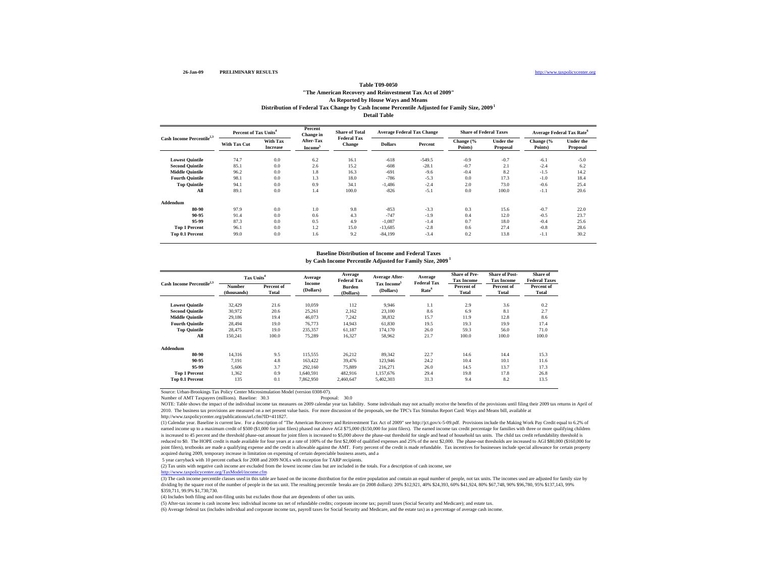26-Jan-09 **PRELIMINARY RESULTS** http://www.taxpolicycenter.org

## Table T09-0050
### "The American Recovery and Reinvestment Tax Act of 2009"
### As Reported by House Ways and Means
### Distribution of Federal Tax Change by Cash Income Percentile Adjusted for Family Size, 2009 [1]
### Detail Table

| Cash Income Percentile[2,3] | Percent of Tax Units[4] | | Percent Change in After-Tax Income[5] | Share of Total Federal Tax Change | Average Federal Tax Change | | Share of Federal Taxes | | Average Federal Tax Rate[6] | |
|---|---|---|---|---|---|---|---|---|---|---|
| | With Tax Cut | With Tax Increase | | | Dollars | Percent | Change (% Points) | Under the Proposal | Change (% Points) | Under the Proposal |
| Lowest Quintile | 74.7 | 0.0 | 6.2 | 16.1 | -618 | -549.5 | -0.9 | -0.7 | -6.1 | -5.0 |
| Second Quintile | 85.1 | 0.0 | 2.6 | 15.2 | -608 | -28.1 | -0.7 | 2.1 | -2.4 | 6.2 |
| Middle Quintile | 96.2 | 0.0 | 1.8 | 16.3 | -691 | -9.6 | -0.4 | 8.2 | -1.5 | 14.2 |
| Fourth Quintile | 98.1 | 0.0 | 1.3 | 18.0 | -786 | -5.3 | 0.0 | 17.3 | -1.0 | 18.4 |
| Top Quintile | 94.1 | 0.0 | 0.9 | 34.1 | -1,486 | -2.4 | 2.0 | 73.0 | -0.6 | 25.4 |
| All | 89.1 | 0.0 | 1.4 | 100.0 | -826 | -5.1 | 0.0 | 100.0 | -1.1 | 20.6 |
| **Addendum** | | | | | | | | | | |
| 80-90 | 97.9 | 0.0 | 1.0 | 9.8 | -853 | -3.3 | 0.3 | 15.6 | -0.7 | 22.0 |
| 90-95 | 91.4 | 0.0 | 0.6 | 4.3 | -747 | -1.9 | 0.4 | 12.0 | -0.5 | 23.7 |
| 95-99 | 87.3 | 0.0 | 0.5 | 4.9 | -1,087 | -1.4 | 0.7 | 18.0 | -0.4 | 25.6 |
| Top 1 Percent | 96.1 | 0.0 | 1.2 | 15.0 | -13,685 | -2.8 | 0.6 | 27.4 | -0.8 | 28.6 |
| Top 0.1 Percent | 99.0 | 0.0 | 1.6 | 9.2 | -84,199 | -3.4 | 0.2 | 13.8 | -1.1 | 30.2 |

### Baseline Distribution of Income and Federal Taxes
### by Cash Income Percentile Adjusted for Family Size, 2009 [1]

| Cash Income Percentile[2,3] | Tax Units[4] | | Average Income (Dollars) | Average Federal Tax Burden (Dollars) | Average After-Tax Income[5] (Dollars) | Average Federal Tax Rate[6] | Share of Pre-Tax Income | Share of Post-Tax Income | Share of Federal Taxes |
|---|---|---|---|---|---|---|---|---|---|
| | Number (thousands) | Percent of Total | | | | | Percent of Total | Percent of Total | Percent of Total |
| Lowest Quintile | 32,429 | 21.6 | 10,059 | 112 | 9,946 | 1.1 | 2.9 | 3.6 | 0.2 |
| Second Quintile | 30,972 | 20.6 | 25,261 | 2,162 | 23,100 | 8.6 | 6.9 | 8.1 | 2.7 |
| Middle Quintile | 29,186 | 19.4 | 46,073 | 7,242 | 38,832 | 15.7 | 11.9 | 12.8 | 8.6 |
| Fourth Quintile | 28,494 | 19.0 | 76,773 | 14,943 | 61,830 | 19.5 | 19.3 | 19.9 | 17.4 |
| Top Quintile | 28,475 | 19.0 | 235,357 | 61,187 | 174,170 | 26.0 | 59.3 | 56.0 | 71.0 |
| All | 150,241 | 100.0 | 75,289 | 16,327 | 58,962 | 21.7 | 100.0 | 100.0 | 100.0 |
| **Addendum** | | | | | | | | | |
| 80-90 | 14,316 | 9.5 | 115,555 | 26,212 | 89,342 | 22.7 | 14.6 | 14.4 | 15.3 |
| 90-95 | 7,191 | 4.8 | 163,422 | 39,476 | 123,946 | 24.2 | 10.4 | 10.1 | 11.6 |
| 95-99 | 5,606 | 3.7 | 292,160 | 75,889 | 216,271 | 26.0 | 14.5 | 13.7 | 17.3 |
| Top 1 Percent | 1,362 | 0.9 | 1,640,591 | 482,916 | 1,157,676 | 29.4 | 19.8 | 17.8 | 26.8 |
| Top 0.1 Percent | 135 | 0.1 | 7,862,950 | 2,460,647 | 5,402,303 | 31.3 | 9.4 | 8.2 | 13.5 |

Source: Urban-Brookings Tax Policy Center Microsimulation Model (version 0308-07).

Number of AMT Taxpayers (millions). Baseline: 30.3 Proposal: 30.0

NOTE: Table shows the impact of the individual income tax measures on 2009 calendar year tax liability. Some individuals may not actually receive the benefits of the provisions until filing their 2009 tax returns in April of 2010. The business tax provisions are measured on a net present value basis. For more discussion of the proposals, see the TPC's Tax Stimulus Report Card: Ways and Means bill, available at http://www.taxpolicycenter.org/publications/url.cfm?ID=411827.

(1) Calendar year. Baseline is current law. For a description of "The American Recovery and Reinvestment Tax Act of 2009" see http://jct.gov/x-5-09.pdf. Provisions include the Making Work Pay Credit equal to 6.2% of earned income up to a maximum credit of $500 ($1,000 for joint filers) phased out above AGI $75,000 ($150,000 for joint filers). The earned income tax credit percentage for families with three or more qualifying children is increased to 45 percent and the threshold phase-out amount for joint filers is increased to $5,000 above the phase-out threshold for single and head of household tax units. The child tax credit refundability threshold is reduced to $0. The HOPE credit is made available for four years at a rate of 100% of the first $2,000 of qualified expenses and 25% of the next $2,000. The phase-out thresholds are increased to AGI $80,000 ($160,000 for joint filers), textbooks are made a qualifying expense and the credit is allowable against the AMT. Forty percent of the credit is made refundable. Tax incentives for businesses include special allowance for certain property acquired during 2009, temporary increase in limitation on expensing of certain depreciable business assets, and a 5 year carryback with 10 percent cutback for 2008 and 2009 NOLs with exception for TARP recipients.

(2) Tax units with negative cash income are excluded from the lowest income class but are included in the totals. For a description of cash income, see http://www.taxpolicycenter.org/TaxModel/income.cfm

(3) The cash income percentile classes used in this table are based on the income distribution for the entire population and contain an equal number of people, not tax units. The incomes used are adjusted for family size by dividing by the square root of the number of people in the tax unit. The resulting percentile breaks are (in 2008 dollars): 20% $12,921, 40% $24,393, 60% $41,924, 80% $67,748, 90% $96,780, 95% $137,143, 99% $359,711, 99.9% $1,730,730.

(4) Includes both filing and non-filing units but excludes those that are dependents of other tax units.

(5) After-tax income is cash income less: individual income tax net of refundable credits; corporate income tax; payroll taxes (Social Security and Medicare); and estate tax.

(6) Average federal tax (includes individual and corporate income tax, payroll taxes for Social Security and Medicare, and the estate tax) as a percentage of average cash income.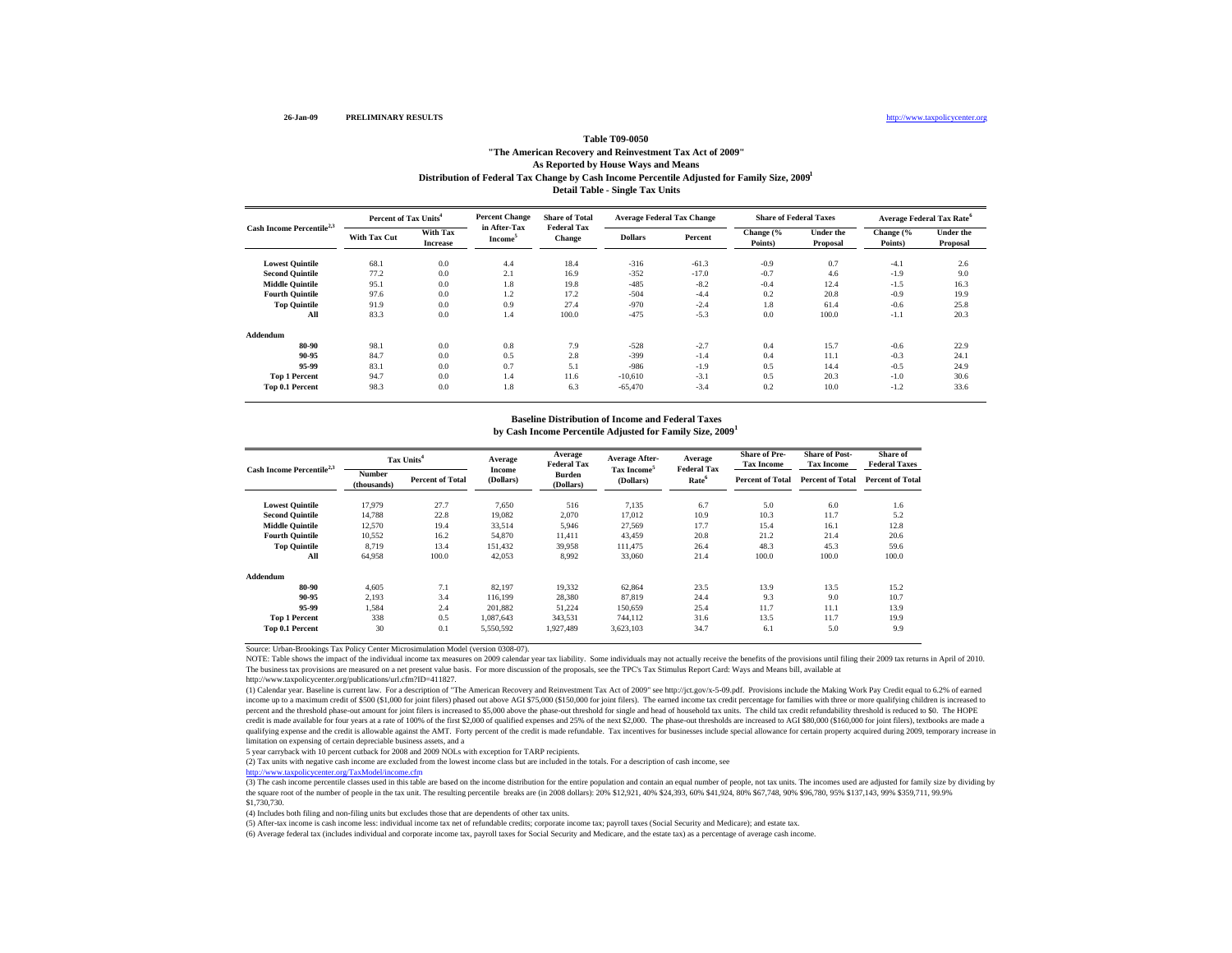26-Jan-09 **PRELIMINARY RESULTS** http://www.taxpolicycenter.org

**Table T09-0050**

**"The American Recovery and Reinvestment Tax Act of 2009"**

**As Reported by House Ways and Means**

**Distribution of Federal Tax Change by Cash Income Percentile Adjusted for Family Size, 2009[1]**

**Detail Table - Single Tax Units**

| Cash Income Percentile[2,3] | Percent of Tax Units[4] | | Percent Change in After-Tax Income[5] | Share of Total Federal Tax Change | Average Federal Tax Change | | Share of Federal Taxes | | Average Federal Tax Rate[6] | |
|---|---|---|---|---|---|---|---|---|---|---|
| | With Tax Cut | With Tax Increase | | | Dollars | Percent | Change (% Points) | Under the Proposal | Change (% Points) | Under the Proposal |
| Lowest Quintile | 68.1 | 0.0 | 4.4 | 18.4 | -316 | -61.3 | -0.9 | 0.7 | -4.1 | 2.6 |
| Second Quintile | 77.2 | 0.0 | 2.1 | 16.9 | -352 | -17.0 | -0.7 | 4.6 | -1.9 | 9.0 |
| Middle Quintile | 95.1 | 0.0 | 1.8 | 19.8 | -485 | -8.2 | -0.4 | 12.4 | -1.5 | 16.3 |
| Fourth Quintile | 97.6 | 0.0 | 1.2 | 17.2 | -504 | -4.4 | 0.2 | 20.8 | -0.9 | 19.9 |
| Top Quintile | 91.9 | 0.0 | 0.9 | 27.4 | -970 | -2.4 | 1.8 | 61.4 | -0.6 | 25.8 |
| All | 83.3 | 0.0 | 1.4 | 100.0 | -475 | -5.3 | 0.0 | 100.0 | -1.1 | 20.3 |
| **Addendum** | | | | | | | | | | |
| 80-90 | 98.1 | 0.0 | 0.8 | 7.9 | -528 | -2.7 | 0.4 | 15.7 | -0.6 | 22.9 |
| 90-95 | 84.7 | 0.0 | 0.5 | 2.8 | -399 | -1.4 | 0.4 | 11.1 | -0.3 | 24.1 |
| 95-99 | 83.1 | 0.0 | 0.7 | 5.1 | -986 | -1.9 | 0.5 | 14.4 | -0.5 | 24.9 |
| Top 1 Percent | 94.7 | 0.0 | 1.4 | 11.6 | -10,610 | -3.1 | 0.5 | 20.3 | -1.0 | 30.6 |
| Top 0.1 Percent | 98.3 | 0.0 | 1.8 | 6.3 | -65,470 | -3.4 | 0.2 | 10.0 | -1.2 | 33.6 |

**Baseline Distribution of Income and Federal Taxes**

**by Cash Income Percentile Adjusted for Family Size, 2009[1]**

| Cash Income Percentile[2,3] | Tax Units[4] | | Average Income (Dollars) | Average Federal Tax Burden (Dollars) | Average After-Tax Income[5] (Dollars) | Average Federal Tax Rate[6] | Share of Pre-Tax Income | Share of Post-Tax Income | Share of Federal Taxes |
|---|---|---|---|---|---|---|---|---|---|
| | Number (thousands) | Percent of Total | | | | | Percent of Total | Percent of Total | Percent of Total |
| Lowest Quintile | 17,979 | 27.7 | 7,650 | 516 | 7,135 | 6.7 | 5.0 | 6.0 | 1.6 |
| Second Quintile | 14,788 | 22.8 | 19,082 | 2,070 | 17,012 | 10.9 | 10.3 | 11.7 | 5.2 |
| Middle Quintile | 12,570 | 19.4 | 33,514 | 5,946 | 27,569 | 17.7 | 15.4 | 16.1 | 12.8 |
| Fourth Quintile | 10,552 | 16.2 | 54,870 | 11,411 | 43,459 | 20.8 | 21.2 | 21.4 | 20.6 |
| Top Quintile | 8,719 | 13.4 | 151,432 | 39,958 | 111,475 | 26.4 | 48.3 | 45.3 | 59.6 |
| All | 64,958 | 100.0 | 42,053 | 8,992 | 33,060 | 21.4 | 100.0 | 100.0 | 100.0 |
| **Addendum** | | | | | | | | | |
| 80-90 | 4,605 | 7.1 | 82,197 | 19,332 | 62,864 | 23.5 | 13.9 | 13.5 | 15.2 |
| 90-95 | 2,193 | 3.4 | 116,199 | 28,380 | 87,819 | 24.4 | 9.3 | 9.0 | 10.7 |
| 95-99 | 1,584 | 2.4 | 201,882 | 51,224 | 150,659 | 25.4 | 11.7 | 11.1 | 13.9 |
| Top 1 Percent | 338 | 0.5 | 1,087,643 | 343,531 | 744,112 | 31.6 | 13.5 | 11.7 | 19.9 |
| Top 0.1 Percent | 30 | 0.1 | 5,550,592 | 1,927,489 | 3,623,103 | 34.7 | 6.1 | 5.0 | 9.9 |

Source: Urban-Brookings Tax Policy Center Microsimulation Model (version 0308-07).

NOTE: Table shows the impact of the individual income tax measures on 2009 calendar year tax liability. Some individuals may not actually receive the benefits of the provisions until filing their 2009 tax returns in April of 2010. The business tax provisions are measured on a net present value basis. For more discussion of the proposals, see the TPC's Tax Stimulus Report Card: Ways and Means bill, available at http://www.taxpolicycenter.org/publications/url.cfm?ID=411827.

(1) Calendar year. Baseline is current law. For a description of "The American Recovery and Reinvestment Tax Act of 2009" see http://jct.gov/x-5-09.pdf. Provisions include the Making Work Pay Credit equal to 6.2% of earned income up to a maximum credit of $500 ($1,000 for joint filers) phased out above AGI $75,000 ($150,000 for joint filers). The earned income tax credit percentage for families with three or more qualifying children is increased to percent and the threshold phase-out amount for joint filers is increased to $5,000 above the phase-out threshold for single and head of household tax units. The child tax credit refundability threshold is reduced to $0. The HOPE credit is made available for four years at a rate of 100% of the first $2,000 of qualified expenses and 25% of the next $2,000. The phase-out thresholds are increased to AGI $80,000 ($160,000 for joint filers), textbooks are made a qualifying expense and the credit is allowable against the AMT. Forty percent of the credit is made refundable. Tax incentives for businesses include special allowance for certain property acquired during 2009, temporary increase in limitation on expensing of certain depreciable business assets, and a

5 year carryback with 10 percent cutback for 2008 and 2009 NOLs with exception for TARP recipients.

(2) Tax units with negative cash income are excluded from the lowest income class but are included in the totals. For a description of cash income, see http://www.taxpolicycenter.org/TaxModel/income.cfm

(3) The cash income percentile classes used in this table are based on the income distribution for the entire population and contain an equal number of people, not tax units. The incomes used are adjusted for family size by dividing by the square root of the number of people in the tax unit. The resulting percentile breaks are (in 2008 dollars): 20% $12,921, 40% $24,393, 60% $41,924, 80% $67,748, 90% $96,780, 95% $137,143, 99% $359,711, 99.9% $1,730,730.

(4) Includes both filing and non-filing units but excludes those that are dependents of other tax units.

(5) After-tax income is cash income less: individual income tax net of refundable credits; corporate income tax; payroll taxes (Social Security and Medicare); and estate tax.

(6) Average federal tax (includes individual and corporate income tax, payroll taxes for Social Security and Medicare, and the estate tax) as a percentage of average cash income.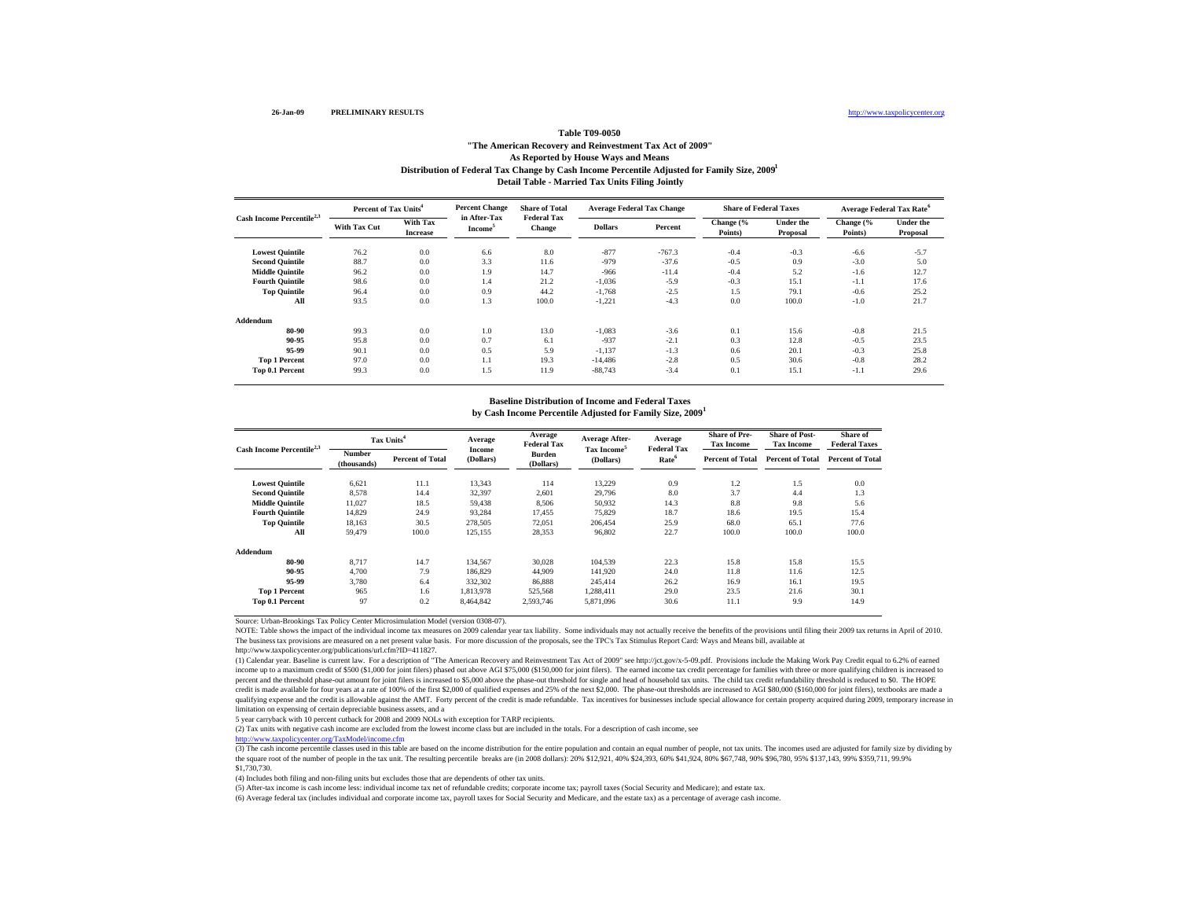26-Jan-09 **PRELIMINARY RESULTS** http://www.taxpolicycenter.org

### Table T09-0050

### "The American Recovery and Reinvestment Tax Act of 2009"

### As Reported by House Ways and Means

### Distribution of Federal Tax Change by Cash Income Percentile Adjusted for Family Size, 2009[1]

### Detail Table - Married Tax Units Filing Jointly

| Cash Income Percentile[2,3] | Percent of Tax Units[4] | | Percent Change in After-Tax Income[5] | Share of Total Federal Tax Change | Average Federal Tax Change | | Share of Federal Taxes | | Average Federal Tax Rate[6] | |
|---|---|---|---|---|---|---|---|---|---|---|
| | With Tax Cut | With Tax Increase | | | Dollars | Percent | Change (% Points) | Under the Proposal | Change (% Points) | Under the Proposal |
| **Lowest Quintile** | 76.2 | 0.0 | 6.6 | 8.0 | -877 | -767.3 | -0.4 | -0.3 | -6.6 | -5.7 |
| **Second Quintile** | 88.7 | 0.0 | 3.3 | 11.6 | -979 | -37.6 | -0.5 | 0.9 | -3.0 | 5.0 |
| **Middle Quintile** | 96.2 | 0.0 | 1.9 | 14.7 | -966 | -11.4 | -0.4 | 5.2 | -1.6 | 12.7 |
| **Fourth Quintile** | 98.6 | 0.0 | 1.4 | 21.2 | -1,036 | -5.9 | -0.3 | 15.1 | -1.1 | 17.6 |
| **Top Quintile** | 96.4 | 0.0 | 0.9 | 44.2 | -1,768 | -2.5 | 1.5 | 79.1 | -0.6 | 25.2 |
| **All** | 93.5 | 0.0 | 1.3 | 100.0 | -1,221 | -4.3 | 0.0 | 100.0 | -1.0 | 21.7 |
| **Addendum** | | | | | | | | | | |
| **80-90** | 99.3 | 0.0 | 1.0 | 13.0 | -1,083 | -3.6 | 0.1 | 15.6 | -0.8 | 21.5 |
| **90-95** | 95.8 | 0.0 | 0.7 | 6.1 | -937 | -2.1 | 0.3 | 12.8 | -0.5 | 23.5 |
| **95-99** | 90.1 | 0.0 | 0.5 | 5.9 | -1,137 | -1.3 | 0.6 | 20.1 | -0.3 | 25.8 |
| **Top 1 Percent** | 97.0 | 0.0 | 1.1 | 19.3 | -14,486 | -2.8 | 0.5 | 30.6 | -0.8 | 28.2 |
| **Top 0.1 Percent** | 99.3 | 0.0 | 1.5 | 11.9 | -88,743 | -3.4 | 0.1 | 15.1 | -1.1 | 29.6 |

### Baseline Distribution of Income and Federal Taxes

### by Cash Income Percentile Adjusted for Family Size, 2009[1]

| Cash Income Percentile[2,3] | Tax Units[4] | | Average Income (Dollars) | Average Federal Tax Burden (Dollars) | Average After-Tax Income[5] (Dollars) | Average Federal Tax Rate[6] | Share of Pre-Tax Income | Share of Post-Tax Income | Share of Federal Taxes |
|---|---|---|---|---|---|---|---|---|---|
| | Number (thousands) | Percent of Total | | | | | Percent of Total | Percent of Total | Percent of Total |
| **Lowest Quintile** | 6,621 | 11.1 | 13,343 | 114 | 13,229 | 0.9 | 1.2 | 1.5 | 0.0 |
| **Second Quintile** | 8,578 | 14.4 | 32,397 | 2,601 | 29,796 | 8.0 | 3.7 | 4.4 | 1.3 |
| **Middle Quintile** | 11,027 | 18.5 | 59,438 | 8,506 | 50,932 | 14.3 | 8.8 | 9.8 | 5.6 |
| **Fourth Quintile** | 14,829 | 24.9 | 93,284 | 17,455 | 75,829 | 18.7 | 18.6 | 19.5 | 15.4 |
| **Top Quintile** | 18,163 | 30.5 | 278,505 | 72,051 | 206,454 | 25.9 | 68.0 | 65.1 | 77.6 |
| **All** | 59,479 | 100.0 | 125,155 | 28,353 | 96,802 | 22.7 | 100.0 | 100.0 | 100.0 |
| **Addendum** | | | | | | | | | |
| **80-90** | 8,717 | 14.7 | 134,567 | 30,028 | 104,539 | 22.3 | 15.8 | 15.8 | 15.5 |
| **90-95** | 4,700 | 7.9 | 186,829 | 44,909 | 141,920 | 24.0 | 11.8 | 11.6 | 12.5 |
| **95-99** | 3,780 | 6.4 | 332,302 | 86,888 | 245,414 | 26.2 | 16.9 | 16.1 | 19.5 |
| **Top 1 Percent** | 965 | 1.6 | 1,813,978 | 525,568 | 1,288,411 | 29.0 | 23.5 | 21.6 | 30.1 |
| **Top 0.1 Percent** | 97 | 0.2 | 8,464,842 | 2,593,746 | 5,871,096 | 30.6 | 11.1 | 9.9 | 14.9 |

Source: Urban-Brookings Tax Policy Center Microsimulation Model (version 0308-07).

NOTE: Table shows the impact of the individual income tax measures on 2009 calendar year tax liability. Some individuals may not actually receive the benefits of the provisions until filing their 2009 tax returns in April of 2010. The business tax provisions are measured on a net present value basis. For more discussion of the proposals, see the TPC's Tax Stimulus Report Card: Ways and Means bill, available at http://www.taxpolicycenter.org/publications/url.cfm?ID=411827.

(1) Calendar year. Baseline is current law. For a description of "The American Recovery and Reinvestment Tax Act of 2009" see http://jct.gov/x-5-09.pdf. Provisions include the Making Work Pay Credit equal to 6.2% of earned income up to a maximum credit of $500 ($1,000 for joint filers) phased out above AGI $75,000 ($150,000 for joint filers). The earned income tax credit percentage for families with three or more qualifying children is increased to percent and the threshold phase-out amount for joint filers is increased to $5,000 above the phase-out threshold for single and head of household tax units. The child tax credit refundability threshold is reduced to $0. The HOPE credit is made available for four years at a rate of 100% of the first $2,000 of qualified expenses and 25% of the next $2,000. The phase-out thresholds are increased to AGI $80,000 ($160,000 for joint filers), textbooks are made a qualifying expense and the credit is allowable against the AMT. Forty percent of the credit is made refundable. Tax incentives for businesses include special allowance for certain property acquired during 2009, temporary increase in limitation on expensing of certain depreciable business assets, and a

5 year carryback with 10 percent cutback for 2008 and 2009 NOLs with exception for TARP recipients.

(2) Tax units with negative cash income are excluded from the lowest income class but are included in the totals. For a description of cash income, see

http://www.taxpolicycenter.org/TaxModel/income.cfm

(3) The cash income percentile classes used in this table are based on the income distribution for the entire population and contain an equal number of people, not tax units. The incomes used are adjusted for family size by dividing by the square root of the number of people in the tax unit. The resulting percentile breaks are (in 2008 dollars): 20% $12,921, 40% $24,393, 60% $41,924, 80% $67,748, 90% $96,780, 95% $137,143, 99% $359,711, 99.9% $1,730,730.

(4) Includes both filing and non-filing units but excludes those that are dependents of other tax units.

(5) After-tax income is cash income less: individual income tax net of refundable credits; corporate income tax; payroll taxes (Social Security and Medicare); and estate tax.

(6) Average federal tax (includes individual and corporate income tax, payroll taxes for Social Security and Medicare, and the estate tax) as a percentage of average cash income.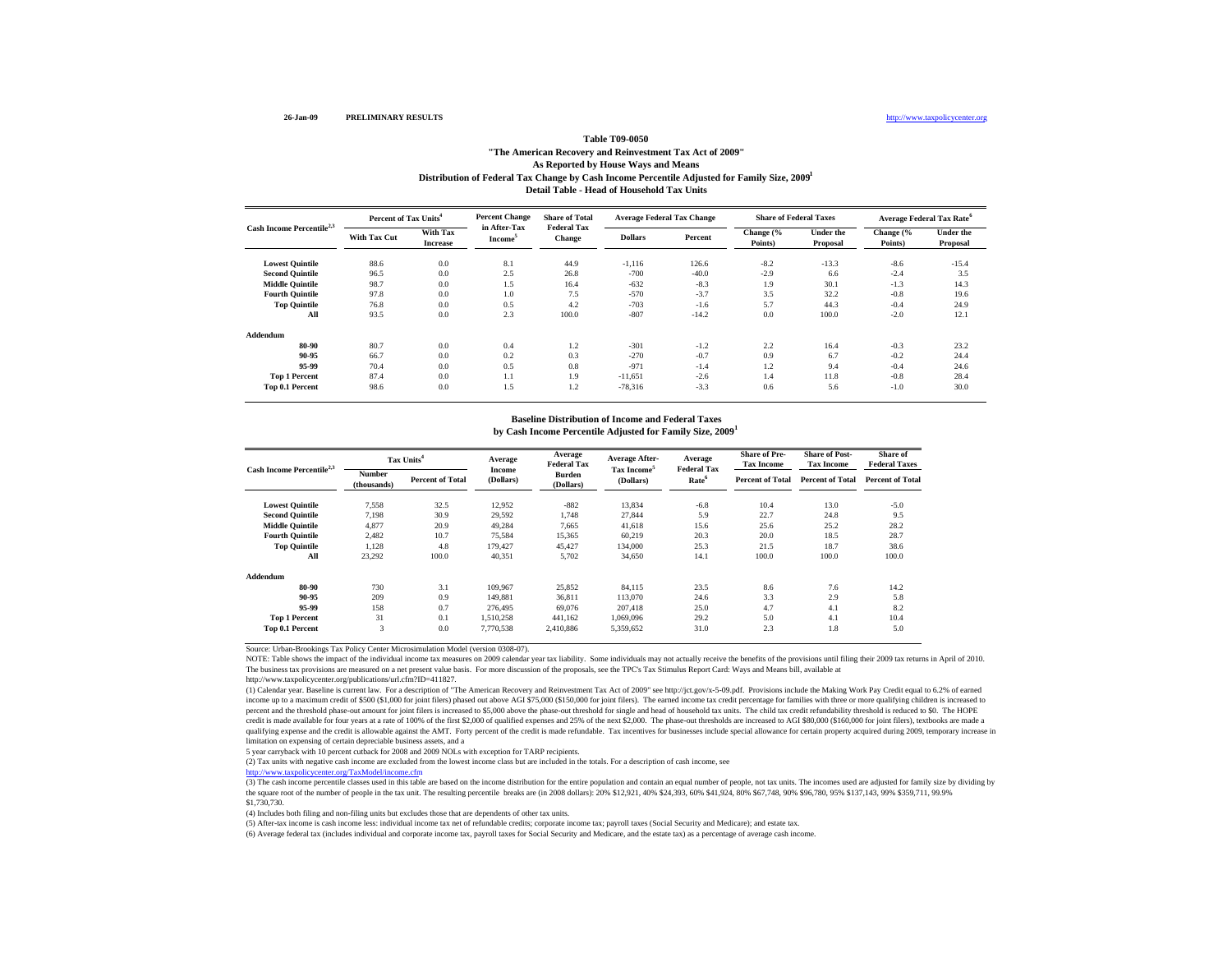26-Jan-09 **PRELIMINARY RESULTS** http://www.taxpolicycenter.org

**Table T09-0050**

**"The American Recovery and Reinvestment Tax Act of 2009"**

**As Reported by House Ways and Means**

**Distribution of Federal Tax Change by Cash Income Percentile Adjusted for Family Size, 2009[1]**

**Detail Table - Head of Household Tax Units**

| Cash Income Percentile[2,3] | Percent of Tax Units[4] | | Percent Change in After-Tax Income[5] | Share of Total Federal Tax Change | Average Federal Tax Change | | Share of Federal Taxes | | Average Federal Tax Rate[6] | |
|---|---|---|---|---|---|---|---|---|---|---|
| | With Tax Cut | With Tax Increase | | | Dollars | Percent | Change (% Points) | Under the Proposal | Change (% Points) | Under the Proposal |
| Lowest Quintile | 88.6 | 0.0 | 8.1 | 44.9 | -1,116 | 126.6 | -8.2 | -13.3 | -8.6 | -15.4 |
| Second Quintile | 96.5 | 0.0 | 2.5 | 26.8 | -700 | -40.0 | -2.9 | 6.6 | -2.4 | 3.5 |
| Middle Quintile | 98.7 | 0.0 | 1.5 | 16.4 | -632 | -8.3 | 1.9 | 30.1 | -1.3 | 14.3 |
| Fourth Quintile | 97.8 | 0.0 | 1.0 | 7.5 | -570 | -3.7 | 3.5 | 32.2 | -0.8 | 19.6 |
| Top Quintile | 76.8 | 0.0 | 0.5 | 4.2 | -703 | -1.6 | 5.7 | 44.3 | -0.4 | 24.9 |
| All | 93.5 | 0.0 | 2.3 | 100.0 | -807 | -14.2 | 0.0 | 100.0 | -2.0 | 12.1 |
| **Addendum** | | | | | | | | | | |
| 80-90 | 80.7 | 0.0 | 0.4 | 1.2 | -301 | -1.2 | 2.2 | 16.4 | -0.3 | 23.2 |
| 90-95 | 66.7 | 0.0 | 0.2 | 0.3 | -270 | -0.7 | 0.9 | 6.7 | -0.2 | 24.4 |
| 95-99 | 70.4 | 0.0 | 0.5 | 0.8 | -971 | -1.4 | 1.2 | 9.4 | -0.4 | 24.6 |
| Top 1 Percent | 87.4 | 0.0 | 1.1 | 1.9 | -11,651 | -2.6 | 1.4 | 11.8 | -0.8 | 28.4 |
| Top 0.1 Percent | 98.6 | 0.0 | 1.5 | 1.2 | -78,316 | -3.3 | 0.6 | 5.6 | -1.0 | 30.0 |

**Baseline Distribution of Income and Federal Taxes**

**by Cash Income Percentile Adjusted for Family Size, 2009[1]**

| Cash Income Percentile[2,3] | Tax Units[4] | | Average Income (Dollars) | Average Federal Tax Burden (Dollars) | Average After-Tax Income[5] (Dollars) | Average Federal Tax Rate[6] | Share of Pre-Tax Income | Share of Post-Tax Income | Share of Federal Taxes |
|---|---|---|---|---|---|---|---|---|---|
| | Number (thousands) | Percent of Total | | | | | Percent of Total | Percent of Total | Percent of Total |
| Lowest Quintile | 7,558 | 32.5 | 12,952 | -882 | 13,834 | -6.8 | 10.4 | 13.0 | -5.0 |
| Second Quintile | 7,198 | 30.9 | 29,592 | 1,748 | 27,844 | 5.9 | 22.7 | 24.8 | 9.5 |
| Middle Quintile | 4,877 | 20.9 | 49,284 | 7,665 | 41,618 | 15.6 | 25.6 | 25.2 | 28.2 |
| Fourth Quintile | 2,482 | 10.7 | 75,584 | 15,365 | 60,219 | 20.3 | 20.0 | 18.5 | 28.7 |
| Top Quintile | 1,128 | 4.8 | 179,427 | 45,427 | 134,000 | 25.3 | 21.5 | 18.7 | 38.6 |
| All | 23,292 | 100.0 | 40,351 | 5,702 | 34,650 | 14.1 | 100.0 | 100.0 | 100.0 |
| **Addendum** | | | | | | | | | |
| 80-90 | 730 | 3.1 | 109,967 | 25,852 | 84,115 | 23.5 | 8.6 | 7.6 | 14.2 |
| 90-95 | 209 | 0.9 | 149,881 | 36,811 | 113,070 | 24.6 | 3.3 | 2.9 | 5.8 |
| 95-99 | 158 | 0.7 | 276,495 | 69,076 | 207,418 | 25.0 | 4.7 | 4.1 | 8.2 |
| Top 1 Percent | 31 | 0.1 | 1,510,258 | 441,162 | 1,069,096 | 29.2 | 5.0 | 4.1 | 10.4 |
| Top 0.1 Percent | 3 | 0.0 | 7,770,538 | 2,410,886 | 5,359,652 | 31.0 | 2.3 | 1.8 | 5.0 |

Source: Urban-Brookings Tax Policy Center Microsimulation Model (version 0308-07).

NOTE: Table shows the impact of the individual income tax measures on 2009 calendar year tax liability. Some individuals may not actually receive the benefits of the provisions until filing their 2009 tax returns in April of 2010. The business tax provisions are measured on a net present value basis. For more discussion of the proposals, see the TPC's Tax Stimulus Report Card: Ways and Means bill, available at http://www.taxpolicycenter.org/publications/url.cfm?ID=411827.

(1) Calendar year. Baseline is current law. For a description of "The American Recovery and Reinvestment Tax Act of 2009" see http://jct.gov/x-5-09.pdf. Provisions include the Making Work Pay Credit equal to 6.2% of earned income up to a maximum credit of $500 ($1,000 for joint filers) phased out above AGI $75,000 ($150,000 for joint filers). The earned income tax credit percentage for families with three or more qualifying children is increased to percent and the threshold phase-out amount for joint filers is increased to $5,000 above the phase-out threshold for single and head of household tax units. The child tax credit refundability threshold is reduced to $0. The HOPE credit is made available for four years at a rate of 100% of the first $2,000 of qualified expenses and 25% of the next $2,000. The phase-out thresholds are increased to AGI $80,000 ($160,000 for joint filers), textbooks are made a qualifying expense and the credit is allowable against the AMT. Forty percent of the credit is made refundable. Tax incentives for businesses include special allowance for certain property acquired during 2009, temporary increase in limitation on expensing of certain depreciable business assets, and a 5 year carryback with 10 percent cutback for 2008 and 2009 NOLs with exception for TARP recipients.

(2) Tax units with negative cash income are excluded from the lowest income class but are included in the totals. For a description of cash income, see http://www.taxpolicycenter.org/TaxModel/income.cfm

(3) The cash income percentile classes used in this table are based on the income distribution for the entire population and contain an equal number of people, not tax units. The incomes used are adjusted for family size by dividing by the square root of the number of people in the tax unit. The resulting percentile breaks are (in 2008 dollars): 20% $12,921, 40% $24,393, 60% $41,924, 80% $67,748, 90% $96,780, 95% $137,143, 99% $359,711, 99.9% $1,730,730.

(4) Includes both filing and non-filing units but excludes those that are dependents of other tax units.

(5) After-tax income is cash income less: individual income tax net of refundable credits; corporate income tax; payroll taxes (Social Security and Medicare); and estate tax.

(6) Average federal tax (includes individual and corporate income tax, payroll taxes for Social Security and Medicare, and the estate tax) as a percentage of average cash income.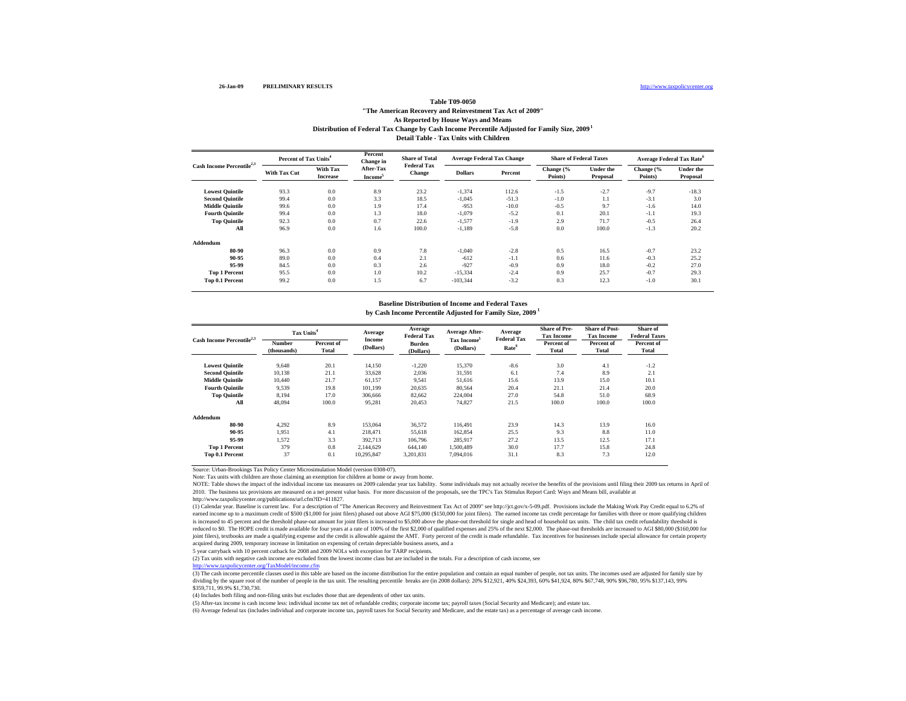26-Jan-09 **PRELIMINARY RESULTS** http://www.taxpolicycenter.org

**Table T09-0050**

**"The American Recovery and Reinvestment Tax Act of 2009"**

**As Reported by House Ways and Means**

**Distribution of Federal Tax Change by Cash Income Percentile Adjusted for Family Size, 2009 [1]**

**Detail Table - Tax Units with Children**

| Cash Income Percentile[2,3] | Percent of Tax Units[4] | | Percent Change in After-Tax Income[5] | Share of Total Federal Tax Change | Average Federal Tax Change | | Share of Federal Taxes | | Average Federal Tax Rate[6] | |
|---|---|---|---|---|---|---|---|---|---|---|
| | With Tax Cut | With Tax Increase | | | Dollars | Percent | Change (% Points) | Under the Proposal | Change (% Points) | Under the Proposal |
| Lowest Quintile | 93.3 | 0.0 | 8.9 | 23.2 | -1,374 | 112.6 | -1.5 | -2.7 | -9.7 | -18.3 |
| Second Quintile | 99.4 | 0.0 | 3.3 | 18.5 | -1,045 | -51.3 | -1.0 | 1.1 | -3.1 | 3.0 |
| Middle Quintile | 99.6 | 0.0 | 1.9 | 17.4 | -953 | -10.0 | -0.5 | 9.7 | -1.6 | 14.0 |
| Fourth Quintile | 99.4 | 0.0 | 1.3 | 18.0 | -1,079 | -5.2 | 0.1 | 20.1 | -1.1 | 19.3 |
| Top Quintile | 92.3 | 0.0 | 0.7 | 22.6 | -1,577 | -1.9 | 2.9 | 71.7 | -0.5 | 26.4 |
| All | 96.9 | 0.0 | 1.6 | 100.0 | -1,189 | -5.8 | 0.0 | 100.0 | -1.3 | 20.2 |
| **Addendum** | | | | | | | | | | |
| 80-90 | 96.3 | 0.0 | 0.9 | 7.8 | -1,040 | -2.8 | 0.5 | 16.5 | -0.7 | 23.2 |
| 90-95 | 89.0 | 0.0 | 0.4 | 2.1 | -612 | -1.1 | 0.6 | 11.6 | -0.3 | 25.2 |
| 95-99 | 84.5 | 0.0 | 0.3 | 2.6 | -927 | -0.9 | 0.9 | 18.0 | -0.2 | 27.0 |
| Top 1 Percent | 95.5 | 0.0 | 1.0 | 10.2 | -15,334 | -2.4 | 0.9 | 25.7 | -0.7 | 29.3 |
| Top 0.1 Percent | 99.2 | 0.0 | 1.5 | 6.7 | -103,344 | -3.2 | 0.3 | 12.3 | -1.0 | 30.1 |

**Baseline Distribution of Income and Federal Taxes**

**by Cash Income Percentile Adjusted for Family Size, 2009 [1]**

| Cash Income Percentile[2,3] | Tax Units[4] | | Average Income (Dollars) | Average Federal Tax Burden (Dollars) | Average After-Tax Income[5] (Dollars) | Average Federal Tax Rate[6] | Share of Pre-Tax Income | Share of Post-Tax Income | Share of Federal Taxes |
|---|---|---|---|---|---|---|---|---|---|
| | Number (thousands) | Percent of Total | | | | | Percent of Total | Percent of Total | Percent of Total |
| Lowest Quintile | 9,648 | 20.1 | 14,150 | -1,220 | 15,370 | -8.6 | 3.0 | 4.1 | -1.2 |
| Second Quintile | 10,138 | 21.1 | 33,628 | 2,036 | 31,591 | 6.1 | 7.4 | 8.9 | 2.1 |
| Middle Quintile | 10,440 | 21.7 | 61,157 | 9,541 | 51,616 | 15.6 | 13.9 | 15.0 | 10.1 |
| Fourth Quintile | 9,539 | 19.8 | 101,199 | 20,635 | 80,564 | 20.4 | 21.1 | 21.4 | 20.0 |
| Top Quintile | 8,194 | 17.0 | 306,666 | 82,662 | 224,004 | 27.0 | 54.8 | 51.0 | 68.9 |
| All | 48,094 | 100.0 | 95,281 | 20,453 | 74,827 | 21.5 | 100.0 | 100.0 | 100.0 |
| **Addendum** | | | | | | | | | |
| 80-90 | 4,292 | 8.9 | 153,064 | 36,572 | 116,491 | 23.9 | 14.3 | 13.9 | 16.0 |
| 90-95 | 1,951 | 4.1 | 218,471 | 55,618 | 162,854 | 25.5 | 9.3 | 8.8 | 11.0 |
| 95-99 | 1,572 | 3.3 | 392,713 | 106,796 | 285,917 | 27.2 | 13.5 | 12.5 | 17.1 |
| Top 1 Percent | 379 | 0.8 | 2,144,629 | 644,140 | 1,500,489 | 30.0 | 17.7 | 15.8 | 24.8 |
| Top 0.1 Percent | 37 | 0.1 | 10,295,847 | 3,201,831 | 7,094,016 | 31.1 | 8.3 | 7.3 | 12.0 |

Source: Urban-Brookings Tax Policy Center Microsimulation Model (version 0308-07).

Note: Tax units with children are those claiming an exemption for children at home or away from home.

NOTE: Table shows the impact of the individual income tax measures on 2009 calendar year tax liability. Some individuals may not actually receive the benefits of the provisions until filing their 2009 tax returns in April of 2010. The business tax provisions are measured on a net present value basis. For more discussion of the proposals, see the TPC's Tax Stimulus Report Card: Ways and Means bill, available at http://www.taxpolicycenter.org/publications/url.cfm?ID=411827.

(1) Calendar year. Baseline is current law. For a description of "The American Recovery and Reinvestment Tax Act of 2009" see http://jct.gov/x-5-09.pdf. Provisions include the Making Work Pay Credit equal to 6.2% of earned income up to a maximum credit of $500 ($1,000 for joint filers) phased out above AGI $75,000 ($150,000 for joint filers). The earned income tax credit percentage for families with three or more qualifying children is increased to 45 percent and the threshold phase-out amount for joint filers is increased to $5,000 above the phase-out threshold for single and head of household tax units. The child tax credit refundability threshold is reduced to $0. The HOPE credit is made available for four years at a rate of 100% of the first $2,000 of qualified expenses and 25% of the next $2,000. The phase-out thresholds are increased to AGI $80,000 ($160,000 for joint filers), textbooks are made a qualifying expense and the credit is allowable against the AMT. Forty percent of the credit is made refundable. Tax incentives for businesses include special allowance for certain property acquired during 2009, temporary increase in limitation on expensing of certain depreciable business assets, and a 5 year carryback with 10 percent cutback for 2008 and 2009 NOLs with exception for TARP recipients.

(2) Tax units with negative cash income are excluded from the lowest income class but are included in the totals. For a description of cash income, see http://www.taxpolicycenter.org/TaxModel/income.cfm

(3) The cash income percentile classes used in this table are based on the income distribution for the entire population and contain an equal number of people, not tax units. The incomes used are adjusted for family size by dividing by the square root of the number of people in the tax unit. The resulting percentile breaks are (in 2008 dollars): 20% $12,921, 40% $24,393, 60% $41,924, 80% $67,748, 90% $96,780, 95% $137,143, 99% $359,711, 99.9% $1,730,730.

(4) Includes both filing and non-filing units but excludes those that are dependents of other tax units.

(5) After-tax income is cash income less: individual income tax net of refundable credits; corporate income tax; payroll taxes (Social Security and Medicare); and estate tax.

(6) Average federal tax (includes individual and corporate income tax, payroll taxes for Social Security and Medicare, and the estate tax) as a percentage of average cash income.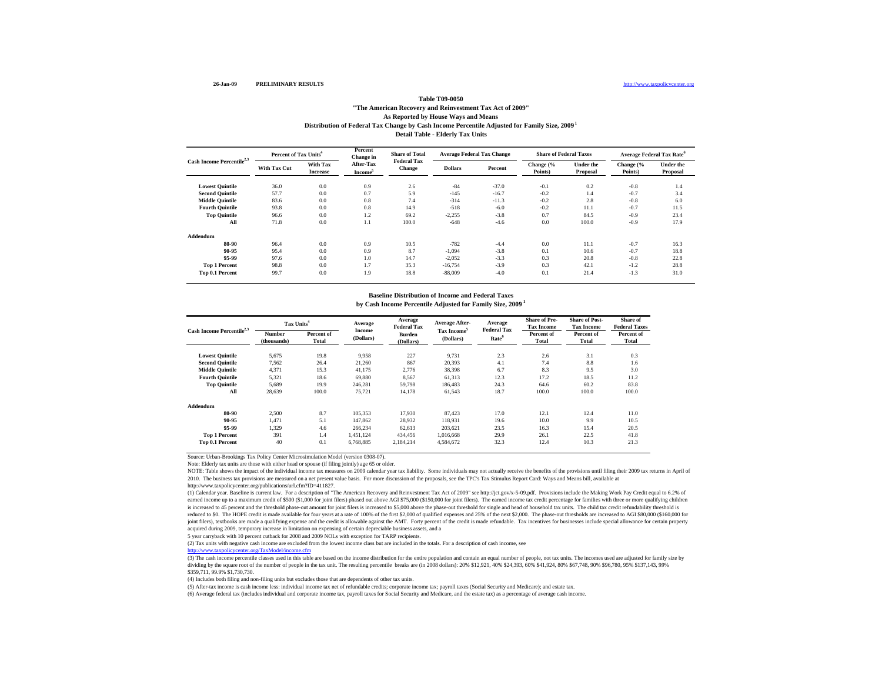26-Jan-09 **PRELIMINARY RESULTS** http://www.taxpolicycenter.org

**Table T09-0050**

**"The American Recovery and Reinvestment Tax Act of 2009"**

**As Reported by House Ways and Means**

**Distribution of Federal Tax Change by Cash Income Percentile Adjusted for Family Size, 2009 [1]**

**Detail Table - Elderly Tax Units**

| Cash Income Percentile[2,3] | Percent of Tax Units[4] | | Percent Change in After-Tax Income[5] | Share of Total Federal Tax Change | Average Federal Tax Change | | Share of Federal Taxes | | Average Federal Tax Rate[6] | |
|---|---|---|---|---|---|---|---|---|---|---|
| | With Tax Cut | With Tax Increase | | | Dollars | Percent | Change (% Points) | Under the Proposal | Change (% Points) | Under the Proposal |
| Lowest Quintile | 36.0 | 0.0 | 0.9 | 2.6 | -84 | -37.0 | -0.1 | 0.2 | -0.8 | 1.4 |
| Second Quintile | 57.7 | 0.0 | 0.7 | 5.9 | -145 | -16.7 | -0.2 | 1.4 | -0.7 | 3.4 |
| Middle Quintile | 83.6 | 0.0 | 0.8 | 7.4 | -314 | -11.3 | -0.2 | 2.8 | -0.8 | 6.0 |
| Fourth Quintile | 93.8 | 0.0 | 0.8 | 14.9 | -518 | -6.0 | -0.2 | 11.1 | -0.7 | 11.5 |
| Top Quintile | 96.6 | 0.0 | 1.2 | 69.2 | -2,255 | -3.8 | 0.7 | 84.5 | -0.9 | 23.4 |
| All | 71.8 | 0.0 | 1.1 | 100.0 | -648 | -4.6 | 0.0 | 100.0 | -0.9 | 17.9 |
| **Addendum** | | | | | | | | | | |
| 80-90 | 96.4 | 0.0 | 0.9 | 10.5 | -782 | -4.4 | 0.0 | 11.1 | -0.7 | 16.3 |
| 90-95 | 95.4 | 0.0 | 0.9 | 8.7 | -1,094 | -3.8 | 0.1 | 10.6 | -0.7 | 18.8 |
| 95-99 | 97.6 | 0.0 | 1.0 | 14.7 | -2,052 | -3.3 | 0.3 | 20.8 | -0.8 | 22.8 |
| Top 1 Percent | 98.8 | 0.0 | 1.7 | 35.3 | -16,754 | -3.9 | 0.3 | 42.1 | -1.2 | 28.8 |
| Top 0.1 Percent | 99.7 | 0.0 | 1.9 | 18.8 | -88,009 | -4.0 | 0.1 | 21.4 | -1.3 | 31.0 |

**Baseline Distribution of Income and Federal Taxes**

**by Cash Income Percentile Adjusted for Family Size, 2009 [1]**

| Cash Income Percentile[2,3] | Tax Units[4] | | Average Income (Dollars) | Average Federal Tax Burden (Dollars) | Average After-Tax Income[5] (Dollars) | Average Federal Tax Rate[6] | Share of Pre-Tax Income | Share of Post-Tax Income | Share of Federal Taxes |
|---|---|---|---|---|---|---|---|---|---|
| | Number (thousands) | Percent of Total | | | | | Percent of Total | Percent of Total | Percent of Total |
| Lowest Quintile | 5,675 | 19.8 | 9,958 | 227 | 9,731 | 2.3 | 2.6 | 3.1 | 0.3 |
| Second Quintile | 7,562 | 26.4 | 21,260 | 867 | 20,393 | 4.1 | 7.4 | 8.8 | 1.6 |
| Middle Quintile | 4,371 | 15.3 | 41,175 | 2,776 | 38,398 | 6.7 | 8.3 | 9.5 | 3.0 |
| Fourth Quintile | 5,321 | 18.6 | 69,880 | 8,567 | 61,313 | 12.3 | 17.2 | 18.5 | 11.2 |
| Top Quintile | 5,689 | 19.9 | 246,281 | 59,798 | 186,483 | 24.3 | 64.6 | 60.2 | 83.8 |
| All | 28,639 | 100.0 | 75,721 | 14,178 | 61,543 | 18.7 | 100.0 | 100.0 | 100.0 |
| **Addendum** | | | | | | | | | |
| 80-90 | 2,500 | 8.7 | 105,353 | 17,930 | 87,423 | 17.0 | 12.1 | 12.4 | 11.0 |
| 90-95 | 1,471 | 5.1 | 147,862 | 28,932 | 118,931 | 19.6 | 10.0 | 9.9 | 10.5 |
| 95-99 | 1,329 | 4.6 | 266,234 | 62,613 | 203,621 | 23.5 | 16.3 | 15.4 | 20.5 |
| Top 1 Percent | 391 | 1.4 | 1,451,124 | 434,456 | 1,016,668 | 29.9 | 26.1 | 22.5 | 41.8 |
| Top 0.1 Percent | 40 | 0.1 | 6,768,885 | 2,184,214 | 4,584,672 | 32.3 | 12.4 | 10.3 | 21.3 |

Source: Urban-Brookings Tax Policy Center Microsimulation Model (version 0308-07).

Note: Elderly tax units are those with either head or spouse (if filing jointly) age 65 or older.

NOTE: Table shows the impact of the individual income tax measures on 2009 calendar year tax liability. Some individuals may not actually receive the benefits of the provisions until filing their 2009 tax returns in April of 2010. The business tax provisions are measured on a net present value basis. For more discussion of the proposals, see the TPC's Tax Stimulus Report Card: Ways and Means bill, available at http://www.taxpolicycenter.org/publications/url.cfm?ID=411827.

(1) Calendar year. Baseline is current law. For a description of "The American Recovery and Reinvestment Tax Act of 2009" see http://jct.gov/x-5-09.pdf. Provisions include the Making Work Pay Credit equal to 6.2% of earned income up to a maximum credit of $500 ($1,000 for joint filers) phased out above AGI $75,000 ($150,000 for joint filers). The earned income tax credit percentage for families with three or more qualifying children is increased to 45 percent and the threshold phase-out amount for joint filers is increased to $5,000 above the phase-out threshold for single and head of household tax units. The child tax credit refundability threshold is reduced to $0. The HOPE credit is made available for four years at a rate of 100% of the first $2,000 of qualified expenses and 25% of the next $2,000. The phase-out thresholds are increased to AGI $80,000 ($160,000 for joint filers), textbooks are made a qualifying expense and the credit is allowable against the AMT. Forty percent of the credit is made refundable. Tax incentives for businesses include special allowance for certain property acquired during 2009, temporary increase in limitation on expensing of certain depreciable business assets, and a

5 year carryback with 10 percent cutback for 2008 and 2009 NOLs with exception for TARP recipients.

(2) Tax units with negative cash income are excluded from the lowest income class but are included in the totals. For a description of cash income, see http://www.taxpolicycenter.org/TaxModel/income.cfm

(3) The cash income percentile classes used in this table are based on the income distribution for the entire population and contain an equal number of people, not tax units. The incomes used are adjusted for family size by dividing by the square root of the number of people in the tax unit. The resulting percentile breaks are (in 2008 dollars): 20% $12,921, 40% $24,393, 60% $41,924, 80% $67,748, 90% $96,780, 95% $137,143, 99% $359,711, 99.9% $1,730,730.

(4) Includes both filing and non-filing units but excludes those that are dependents of other tax units.

(5) After-tax income is cash income less: individual income tax net of refundable credits; corporate income tax; payroll taxes (Social Security and Medicare); and estate tax.

(6) Average federal tax (includes individual and corporate income tax, payroll taxes for Social Security and Medicare, and the estate tax) as a percentage of average cash income.